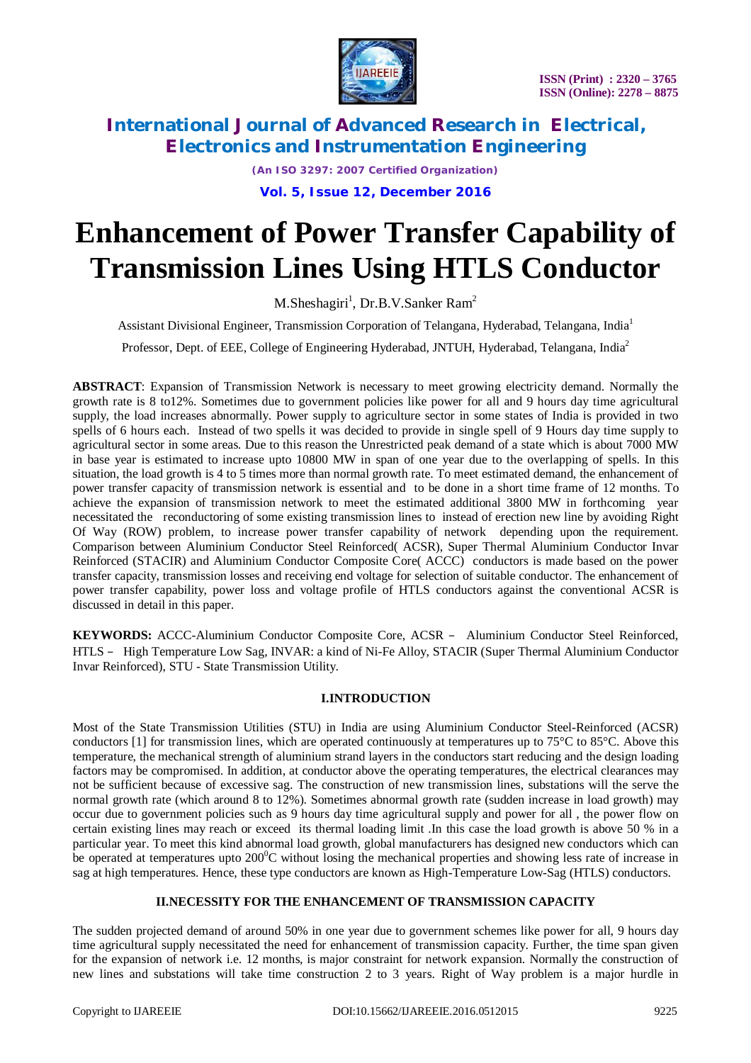# Enhancement of Power Transfer Capability of Transmission Lines Using HTLS Conductor

M.Sheshagiri[1], Dr.B.V.Sanker Ram[2]

Assistant Divisional Engineer, Transmission Corporation of Telangana, Hyderabad, Telangana, India[1]

Professor, Dept. of EEE, College of Engineering Hyderabad, JNTUH, Hyderabad, Telangana, India[2]

**ABSTRACT**: Expansion of Transmission Network is necessary to meet growing electricity demand. Normally the growth rate is 8 to12%. Sometimes due to government policies like power for all and 9 hours day time agricultural supply, the load increases abnormally. Power supply to agriculture sector in some states of India is provided in two spells of 6 hours each. Instead of two spells it was decided to provide in single spell of 9 Hours day time supply to agricultural sector in some areas. Due to this reason the Unrestricted peak demand of a state which is about 7000 MW in base year is estimated to increase upto 10800 MW in span of one year due to the overlapping of spells. In this situation, the load growth is 4 to 5 times more than normal growth rate. To meet estimated demand, the enhancement of power transfer capacity of transmission network is essential and to be done in a short time frame of 12 months. To achieve the expansion of transmission network to meet the estimated additional 3800 MW in forthcoming year necessitated the reconductoring of some existing transmission lines to instead of erection new line by avoiding Right Of Way (ROW) problem, to increase power transfer capability of network depending upon the requirement. Comparison between Aluminium Conductor Steel Reinforced( ACSR), Super Thermal Aluminium Conductor Invar Reinforced (STACIR) and Aluminium Conductor Composite Core( ACCC) conductors is made based on the power transfer capacity, transmission losses and receiving end voltage for selection of suitable conductor. The enhancement of power transfer capability, power loss and voltage profile of HTLS conductors against the conventional ACSR is discussed in detail in this paper.

**KEYWORDS:** ACCC-Aluminium Conductor Composite Core, ACSR – Aluminium Conductor Steel Reinforced, HTLS – High Temperature Low Sag, INVAR: a kind of Ni-Fe Alloy, STACIR (Super Thermal Aluminium Conductor Invar Reinforced), STU - State Transmission Utility.

## I.INTRODUCTION

Most of the State Transmission Utilities (STU) in India are using Aluminium Conductor Steel-Reinforced (ACSR) conductors [1] for transmission lines, which are operated continuously at temperatures up to 75°C to 85°C. Above this temperature, the mechanical strength of aluminium strand layers in the conductors start reducing and the design loading factors may be compromised. In addition, at conductor above the operating temperatures, the electrical clearances may not be sufficient because of excessive sag. The construction of new transmission lines, substations will the serve the normal growth rate (which around 8 to 12%). Sometimes abnormal growth rate (sudden increase in load growth) may occur due to government policies such as 9 hours day time agricultural supply and power for all , the power flow on certain existing lines may reach or exceed its thermal loading limit .In this case the load growth is above 50 % in a particular year. To meet this kind abnormal load growth, global manufacturers has designed new conductors which can be operated at temperatures upto $200^0$C without losing the mechanical properties and showing less rate of increase in sag at high temperatures. Hence, these type conductors are known as High-Temperature Low-Sag (HTLS) conductors.

## II.NECESSITY FOR THE ENHANCEMENT OF TRANSMISSION CAPACITY

The sudden projected demand of around 50% in one year due to government schemes like power for all, 9 hours day time agricultural supply necessitated the need for enhancement of transmission capacity. Further, the time span given for the expansion of network i.e. 12 months, is major constraint for network expansion. Normally the construction of new lines and substations will take time construction 2 to 3 years. Right of Way problem is a major hurdle in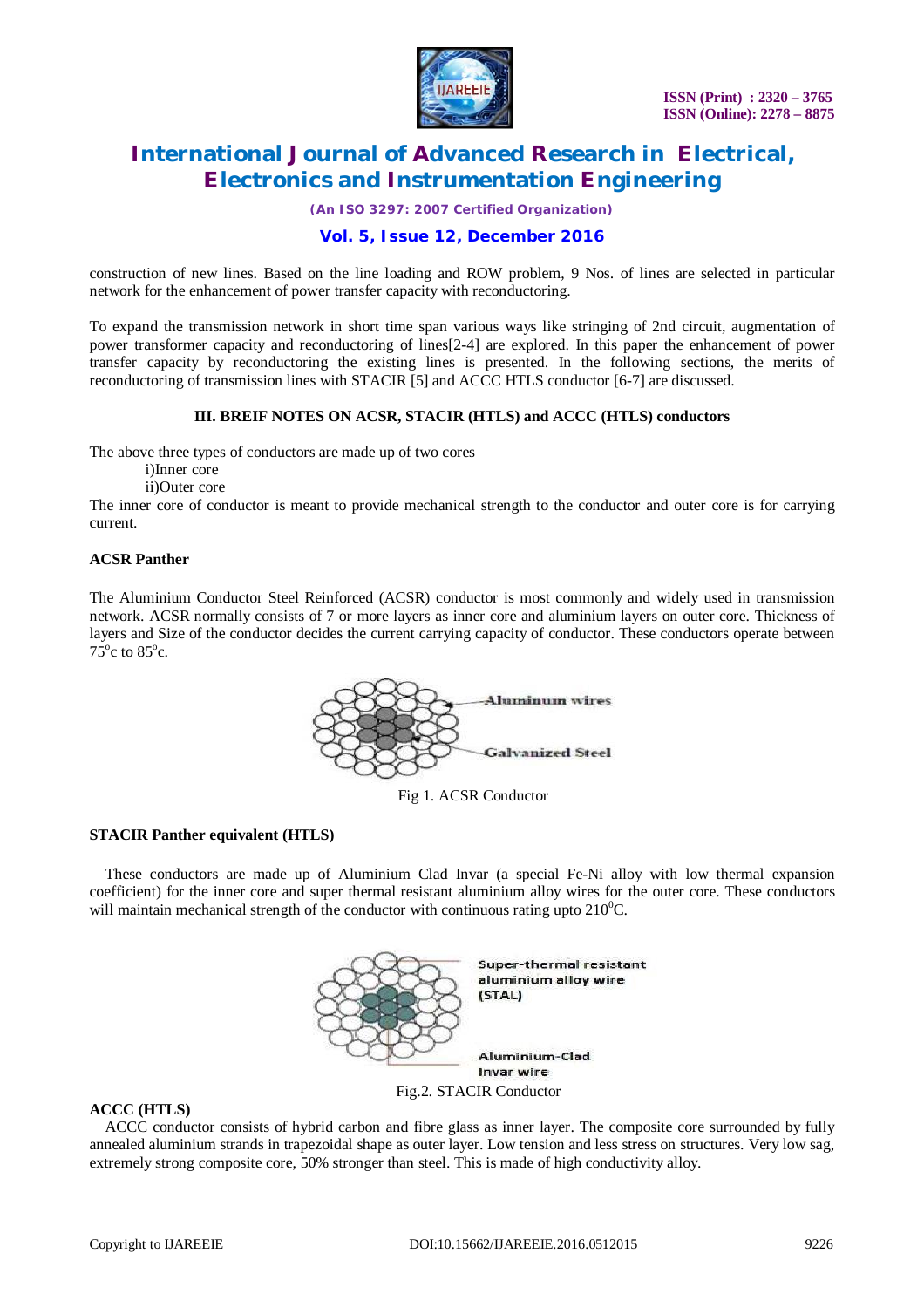construction of new lines. Based on the line loading and ROW problem, 9 Nos. of lines are selected in particular network for the enhancement of power transfer capacity with reconductoring.

To expand the transmission network in short time span various ways like stringing of 2nd circuit, augmentation of power transformer capacity and reconductoring of lines[2-4] are explored. In this paper the enhancement of power transfer capacity by reconductoring the existing lines is presented. In the following sections, the merits of reconductoring of transmission lines with STACIR [5] and ACCC HTLS conductor [6-7] are discussed.

### III. BREIF NOTES ON ACSR, STACIR (HTLS) and ACCC (HTLS) conductors

The above three types of conductors are made up of two cores

i)Inner core

ii)Outer core

The inner core of conductor is meant to provide mechanical strength to the conductor and outer core is for carrying current.

**ACSR Panther**

The Aluminium Conductor Steel Reinforced (ACSR) conductor is most commonly and widely used in transmission network. ACSR normally consists of 7 or more layers as inner core and aluminium layers on outer core. Thickness of layers and Size of the conductor decides the current carrying capacity of conductor. These conductors operate between $75^{o}$c to $85^{o}$c.

Aluminum wires

Galvanized Steel

Fig 1. ACSR Conductor

**STACIR Panther equivalent (HTLS)**

These conductors are made up of Aluminium Clad Invar (a special Fe-Ni alloy with low thermal expansion coefficient) for the inner core and super thermal resistant aluminium alloy wires for the outer core. These conductors will maintain mechanical strength of the conductor with continuous rating upto $210^{0}$C.

Super-thermal resistant aluminium alloy wire (STAL)

Aluminium-Clad Invar wire

Fig.2. STACIR Conductor

**ACCC (HTLS)**

ACCC conductor consists of hybrid carbon and fibre glass as inner layer. The composite core surrounded by fully annealed aluminium strands in trapezoidal shape as outer layer. Low tension and less stress on structures. Very low sag, extremely strong composite core, 50% stronger than steel. This is made of high conductivity alloy.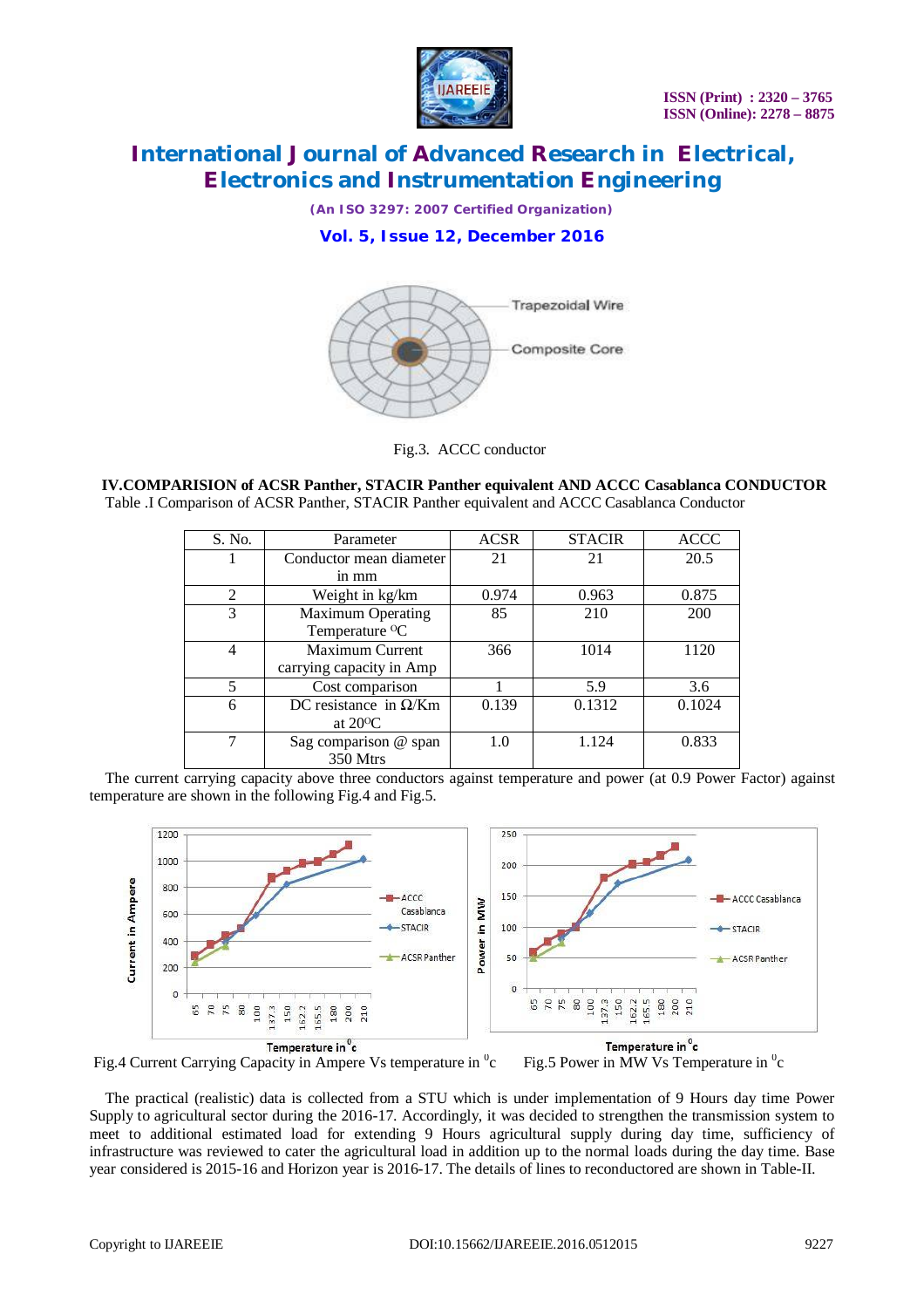Fig.3. ACCC conductor

## IV.COMPARISION of ACSR Panther, STACIR Panther equivalent AND ACCC Casablanca CONDUCTOR

Table .I Comparison of ACSR Panther, STACIR Panther equivalent and ACCC Casablanca Conductor

| S. No. | Parameter | ACSR | STACIR | ACCC |
|---|---|---|---|---|
| 1 | Conductor mean diameter in mm | 21 | 21 | 20.5 |
| 2 | Weight in kg/km | 0.974 | 0.963 | 0.875 |
| 3 | Maximum Operating Temperature $^{o}$C | 85 | 210 | 200 |
| 4 | Maximum Current carrying capacity in Amp | 366 | 1014 | 1120 |
| 5 | Cost comparison | 1 | 5.9 | 3.6 |
| 6 | DC resistance in Ω/Km at 20$^{o}$C | 0.139 | 0.1312 | 0.1024 |
| 7 | Sag comparison @ span 350 Mtrs | 1.0 | 1.124 | 0.833 |

The current carrying capacity above three conductors against temperature and power (at 0.9 Power Factor) against temperature are shown in the following Fig.4 and Fig.5.

Fig.4 Current Carrying Capacity in Ampere Vs temperature in $^{0}$c

Fig.5 Power in MW Vs Temperature in $^{0}$c

The practical (realistic) data is collected from a STU which is under implementation of 9 Hours day time Power Supply to agricultural sector during the 2016-17. Accordingly, it was decided to strengthen the transmission system to meet to additional estimated load for extending 9 Hours agricultural supply during day time, sufficiency of infrastructure was reviewed to cater the agricultural load in addition up to the normal loads during the day time. Base year considered is 2015-16 and Horizon year is 2016-17. The details of lines to reconductored are shown in Table-II.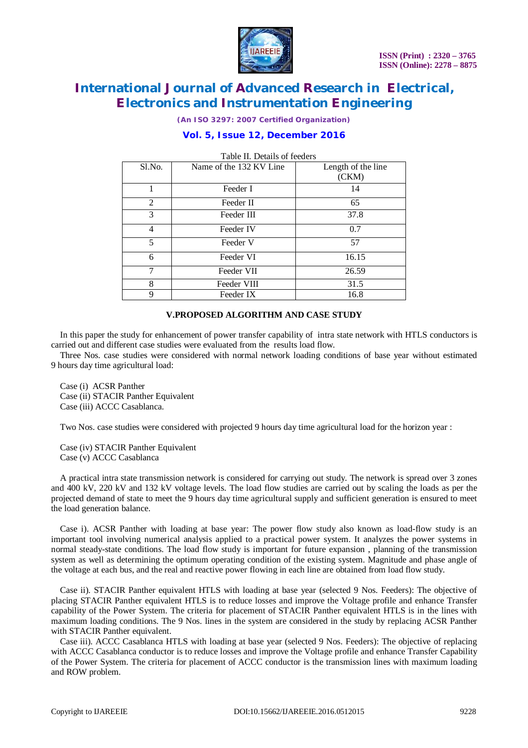Table II. Details of feeders

| Sl.No. | Name of the 132 KV Line | Length of the line (CKM) |
|---|---|---|
| 1 | Feeder I | 14 |
| 2 | Feeder II | 65 |
| 3 | Feeder III | 37.8 |
| 4 | Feeder IV | 0.7 |
| 5 | Feeder V | 57 |
| 6 | Feeder VI | 16.15 |
| 7 | Feeder VII | 26.59 |
| 8 | Feeder VIII | 31.5 |
| 9 | Feeder IX | 16.8 |

## V.PROPOSED ALGORITHM AND CASE STUDY

In this paper the study for enhancement of power transfer capability of intra state network with HTLS conductors is carried out and different case studies were evaluated from the results load flow.

Three Nos. case studies were considered with normal network loading conditions of base year without estimated 9 hours day time agricultural load:

Case (i) ACSR Panther
Case (ii) STACIR Panther Equivalent
Case (iii) ACCC Casablanca.

Two Nos. case studies were considered with projected 9 hours day time agricultural load for the horizon year :

Case (iv) STACIR Panther Equivalent
Case (v) ACCC Casablanca

A practical intra state transmission network is considered for carrying out study. The network is spread over 3 zones and 400 kV, 220 kV and 132 kV voltage levels. The load flow studies are carried out by scaling the loads as per the projected demand of state to meet the 9 hours day time agricultural supply and sufficient generation is ensured to meet the load generation balance.

Case i). ACSR Panther with loading at base year: The power flow study also known as load-flow study is an important tool involving numerical analysis applied to a practical power system. It analyzes the power systems in normal steady-state conditions. The load flow study is important for future expansion , planning of the transmission system as well as determining the optimum operating condition of the existing system. Magnitude and phase angle of the voltage at each bus, and the real and reactive power flowing in each line are obtained from load flow study.

Case ii). STACIR Panther equivalent HTLS with loading at base year (selected 9 Nos. Feeders): The objective of placing STACIR Panther equivalent HTLS is to reduce losses and improve the Voltage profile and enhance Transfer capability of the Power System. The criteria for placement of STACIR Panther equivalent HTLS is in the lines with maximum loading conditions. The 9 Nos. lines in the system are considered in the study by replacing ACSR Panther with STACIR Panther equivalent.

Case iii). ACCC Casablanca HTLS with loading at base year (selected 9 Nos. Feeders): The objective of replacing with ACCC Casablanca conductor is to reduce losses and improve the Voltage profile and enhance Transfer Capability of the Power System. The criteria for placement of ACCC conductor is the transmission lines with maximum loading and ROW problem.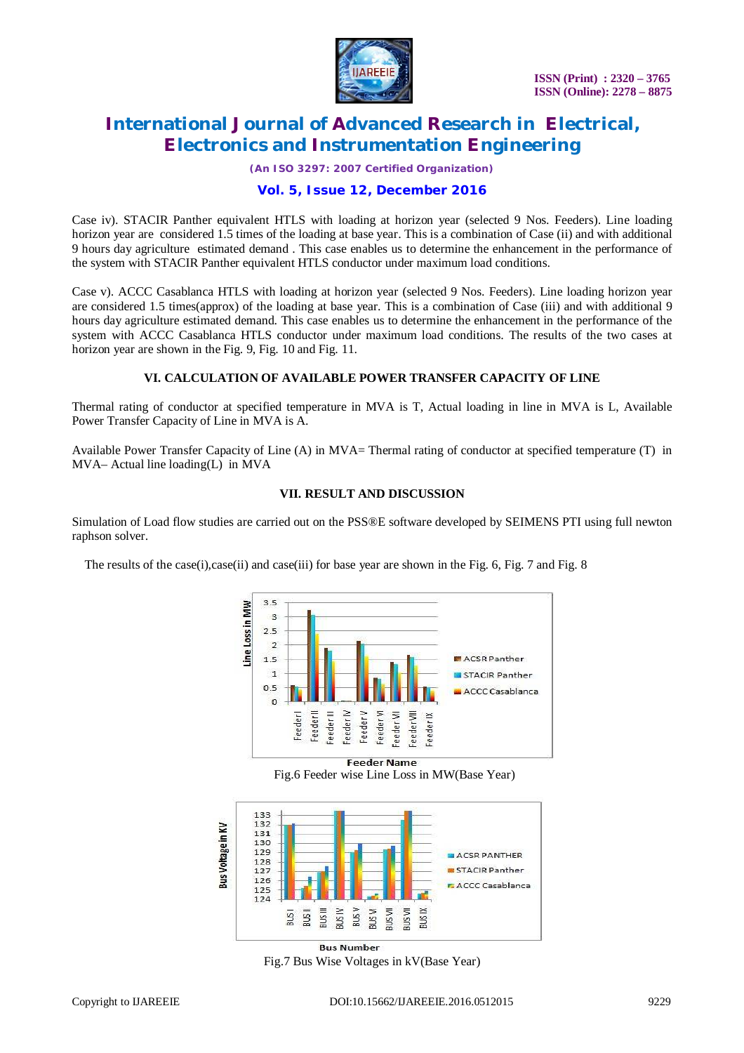Case iv). STACIR Panther equivalent HTLS with loading at horizon year (selected 9 Nos. Feeders). Line loading horizon year are considered 1.5 times of the loading at base year. This is a combination of Case (ii) and with additional 9 hours day agriculture estimated demand . This case enables us to determine the enhancement in the performance of the system with STACIR Panther equivalent HTLS conductor under maximum load conditions.

Case v). ACCC Casablanca HTLS with loading at horizon year (selected 9 Nos. Feeders). Line loading horizon year are considered 1.5 times(approx) of the loading at base year. This is a combination of Case (iii) and with additional 9 hours day agriculture estimated demand. This case enables us to determine the enhancement in the performance of the system with ACCC Casablanca HTLS conductor under maximum load conditions. The results of the two cases at horizon year are shown in the Fig. 9, Fig. 10 and Fig. 11.

## VI. CALCULATION OF AVAILABLE POWER TRANSFER CAPACITY OF LINE

Thermal rating of conductor at specified temperature in MVA is T, Actual loading in line in MVA is L, Available Power Transfer Capacity of Line in MVA is A.

Available Power Transfer Capacity of Line (A) in MVA= Thermal rating of conductor at specified temperature (T) in MVA– Actual line loading(L) in MVA

## VII. RESULT AND DISCUSSION

Simulation of Load flow studies are carried out on the PSS®E software developed by SEIMENS PTI using full newton raphson solver.

The results of the case(i),case(ii) and case(iii) for base year are shown in the Fig. 6, Fig. 7 and Fig. 8

Fig.6 Feeder wise Line Loss in MW(Base Year)

Fig.7 Bus Wise Voltages in kV(Base Year)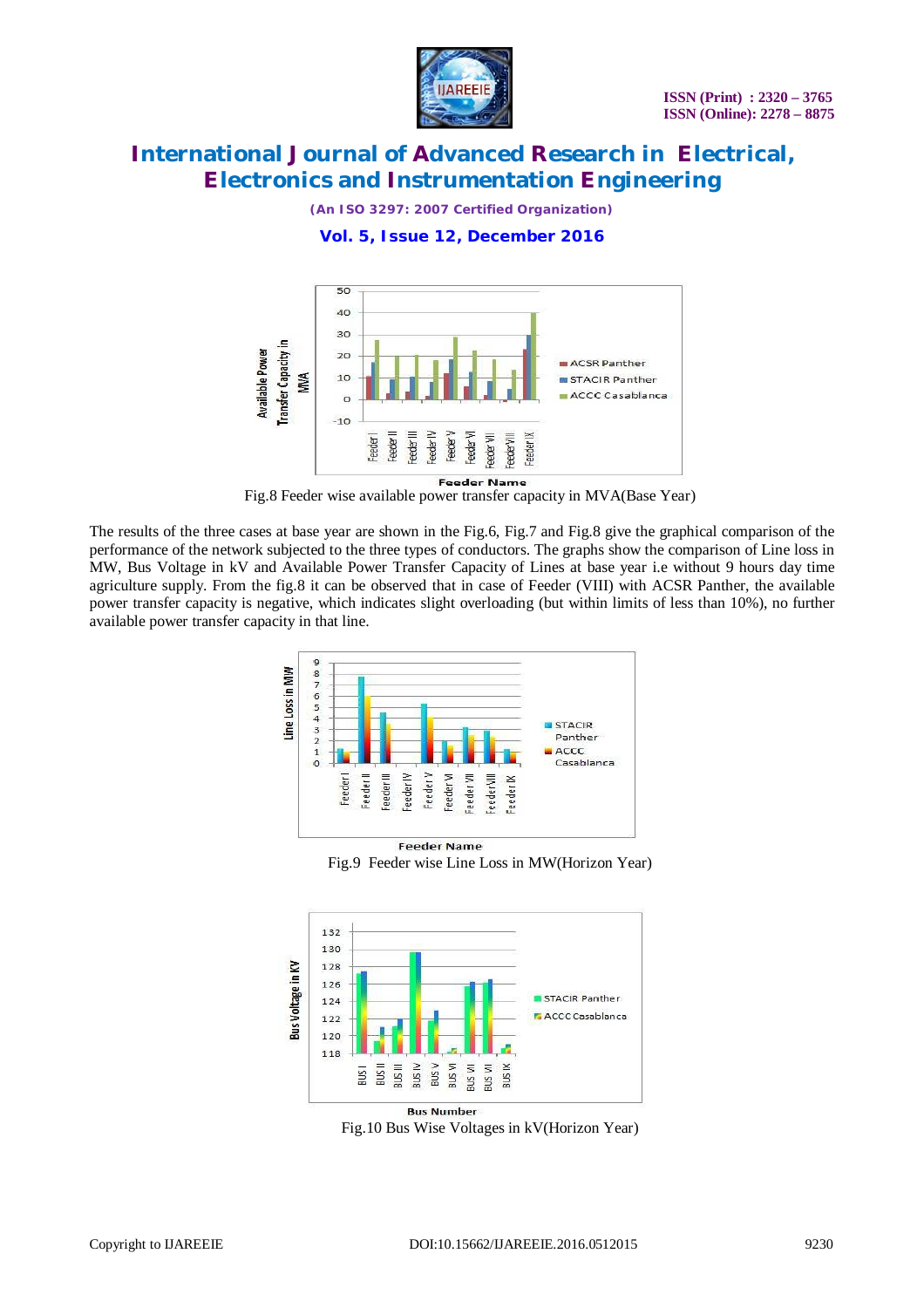Fig.8 Feeder wise available power transfer capacity in MVA(Base Year)

The results of the three cases at base year are shown in the Fig.6, Fig.7 and Fig.8 give the graphical comparison of the performance of the network subjected to the three types of conductors. The graphs show the comparison of Line loss in MW, Bus Voltage in kV and Available Power Transfer Capacity of Lines at base year i.e without 9 hours day time agriculture supply. From the fig.8 it can be observed that in case of Feeder (VIII) with ACSR Panther, the available power transfer capacity is negative, which indicates slight overloading (but within limits of less than 10%), no further available power transfer capacity in that line.

Fig.9 Feeder wise Line Loss in MW(Horizon Year)

Fig.10 Bus Wise Voltages in kV(Horizon Year)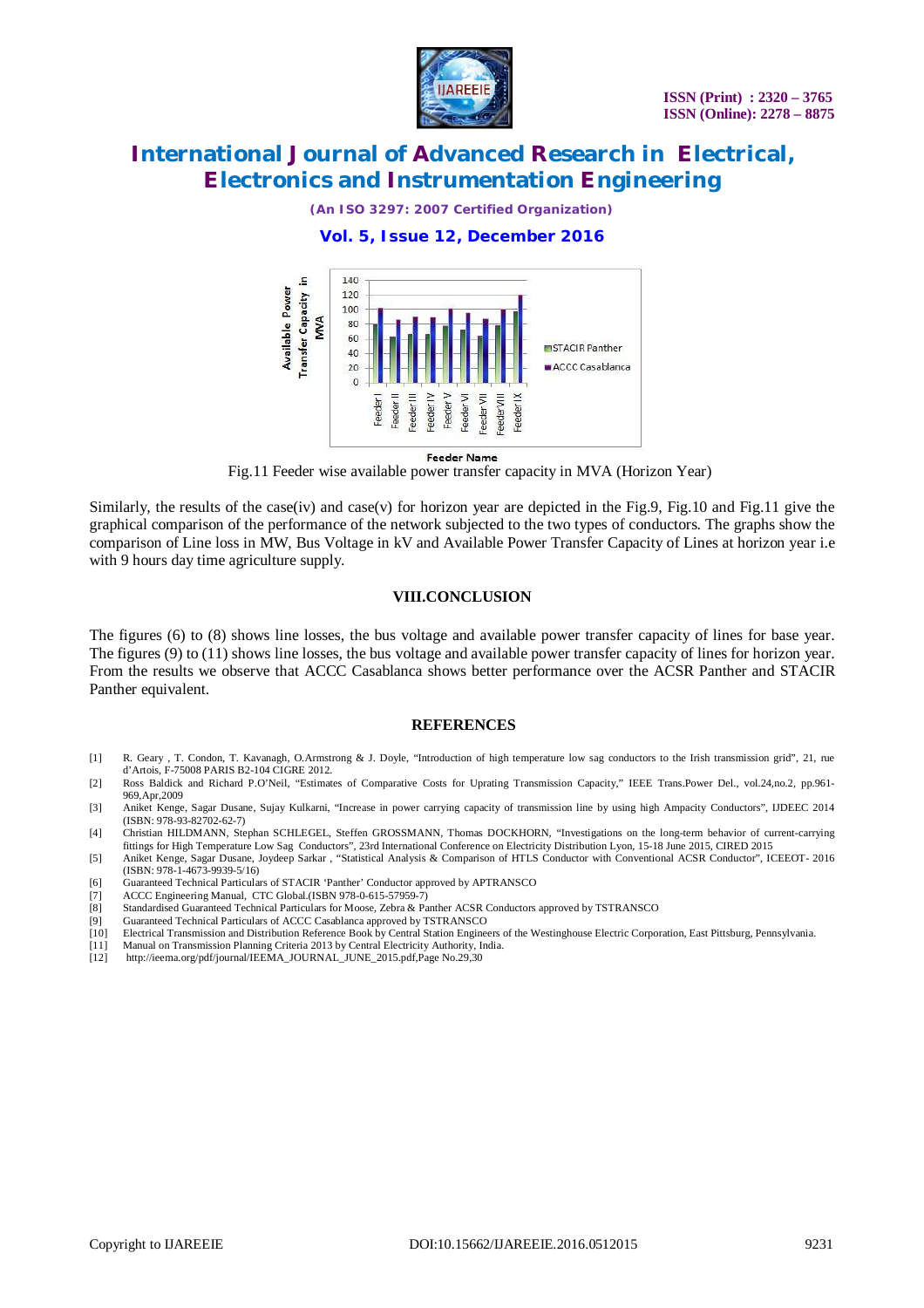Available Power Transfer Capacity in MVA

140
120
100
80
60
40
20
0

Feeder I
Feeder II
Feeder III
Feeder IV
Feeder V
Feeder VI
Feeder VII
Feeder VIII
Feeder IX

STACIR Panther
ACCC Casablanca

Feeder Name

Fig.11 Feeder wise available power transfer capacity in MVA (Horizon Year)

Similarly, the results of the case(iv) and case(v) for horizon year are depicted in the Fig.9, Fig.10 and Fig.11 give the graphical comparison of the performance of the network subjected to the two types of conductors. The graphs show the comparison of Line loss in MW, Bus Voltage in kV and Available Power Transfer Capacity of Lines at horizon year i.e with 9 hours day time agriculture supply.

## VIII.CONCLUSION

The figures (6) to (8) shows line losses, the bus voltage and available power transfer capacity of lines for base year. The figures (9) to (11) shows line losses, the bus voltage and available power transfer capacity of lines for horizon year. From the results we observe that ACCC Casablanca shows better performance over the ACSR Panther and STACIR Panther equivalent.

## REFERENCES

[1] R. Geary , T. Condon, T. Kavanagh, O.Armstrong & J. Doyle, "Introduction of high temperature low sag conductors to the Irish transmission grid", 21, rue d'Artois, F-75008 PARIS B2-104 CIGRE 2012.

[2] Ross Baldick and Richard P.O'Neil, "Estimates of Comparative Costs for Uprating Transmission Capacity," IEEE Trans.Power Del., vol.24,no.2, pp.961-969,Apr,2009

[3] Aniket Kenge, Sagar Dusane, Sujay Kulkarni, "Increase in power carrying capacity of transmission line by using high Ampacity Conductors", IJDEEC 2014 (ISBN: 978-93-82702-62-7)

[4] Christian HILDMANN, Stephan SCHLEGEL, Steffen GROSSMANN, Thomas DOCKHORN, "Investigations on the long-term behavior of current-carrying fittings for High Temperature Low Sag Conductors", 23rd International Conference on Electricity Distribution Lyon, 15-18 June 2015, CIRED 2015

[5] Aniket Kenge, Sagar Dusane, Joydeep Sarkar , "Statistical Analysis & Comparison of HTLS Conductor with Conventional ACSR Conductor", ICEEOT- 2016 (ISBN: 978-1-4673-9939-5/16)

[6] Guaranteed Technical Particulars of STACIR 'Panther' Conductor approved by APTRANSCO

[7] ACCC Engineering Manual, CTC Global.(ISBN 978-0-615-57959-7)

[8] Standardised Guaranteed Technical Particulars for Moose, Zebra & Panther ACSR Conductors approved by TSTRANSCO

[9] Guaranteed Technical Particulars of ACCC Casablanca approved by TSTRANSCO

[10] Electrical Transmission and Distribution Reference Book by Central Station Engineers of the Westinghouse Electric Corporation, East Pittsburg, Pennsylvania.

[11] Manual on Transmission Planning Criteria 2013 by Central Electricity Authority, India.

[12] http://ieema.org/pdf/journal/IEEMA_JOURNAL_JUNE_2015.pdf,Page No.29,30